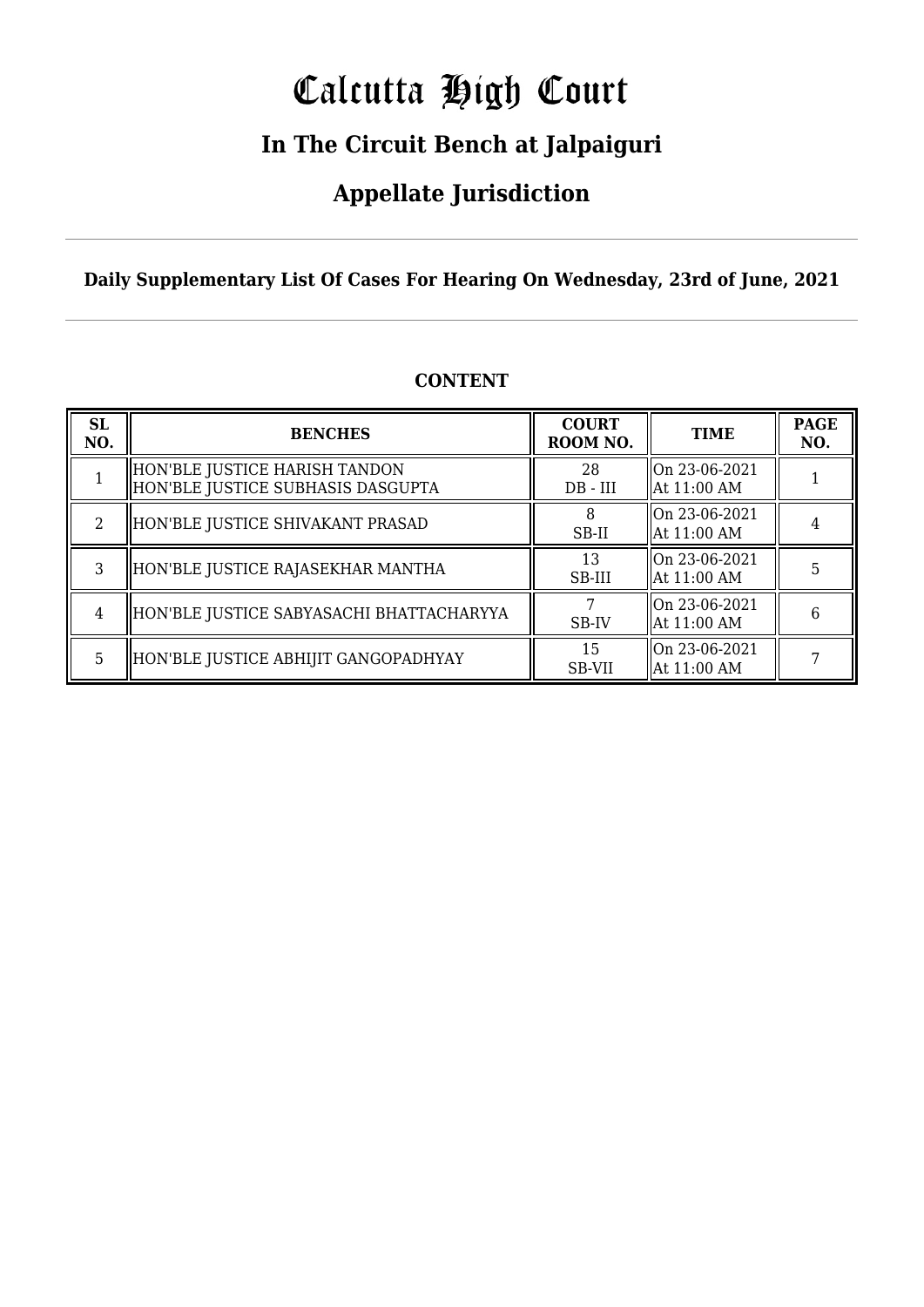# Calcutta High Court

## In The Circuit Bench at Jalpaiguri

## Appellate Jurisdiction

**Daily Supplementary List Of Cases For Hearing On Wednesday, 23rd of June, 2021**

**CONTENT**

| SL NO. | BENCHES | COURT ROOM NO. | TIME | PAGE NO. |
|---|---|---|---|---|
| 1 | HON'BLE JUSTICE HARISH TANDON<br>HON'BLE JUSTICE SUBHASIS DASGUPTA | 28<br>DB - III | On 23-06-2021<br>At 11:00 AM | 1 |
| 2 | HON'BLE JUSTICE SHIVAKANT PRASAD | 8<br>SB-II | On 23-06-2021<br>At 11:00 AM | 4 |
| 3 | HON'BLE JUSTICE RAJASEKHAR MANTHA | 13<br>SB-III | On 23-06-2021<br>At 11:00 AM | 5 |
| 4 | HON'BLE JUSTICE SABYASACHI BHATTACHARYYA | 7<br>SB-IV | On 23-06-2021<br>At 11:00 AM | 6 |
| 5 | HON'BLE JUSTICE ABHIJIT GANGOPADHYAY | 15<br>SB-VII | On 23-06-2021<br>At 11:00 AM | 7 |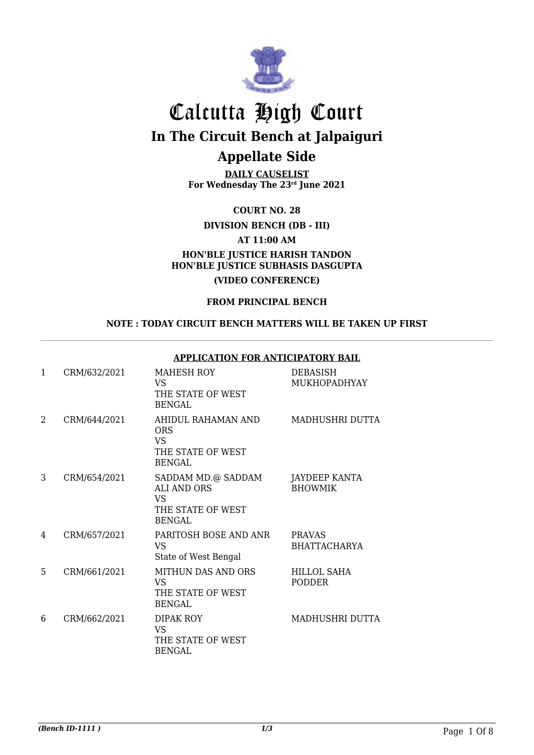# Calcutta High Court

## In The Circuit Bench at Jalpaiguri

## Appellate Side

**DAILY CAUSELIST**
**For Wednesday The 23rd June 2021**

**COURT NO. 28**

**DIVISION BENCH (DB - III)**

**AT 11:00 AM**

**HON'BLE JUSTICE HARISH TANDON**
**HON'BLE JUSTICE SUBHASIS DASGUPTA**

**(VIDEO CONFERENCE)**

**FROM PRINCIPAL BENCH**

**NOTE : TODAY CIRCUIT BENCH MATTERS WILL BE TAKEN UP FIRST**

**APPLICATION FOR ANTICIPATORY BAIL**

| | | | |
|---|---|---|---|
| 1 | CRM/632/2021 | MAHESH ROY<br>VS<br>THE STATE OF WEST BENGAL | DEBASISH MUKHOPADHYAY |
| 2 | CRM/644/2021 | AHIDUL RAHAMAN AND ORS<br>VS<br>THE STATE OF WEST BENGAL | MADHUSHRI DUTTA |
| 3 | CRM/654/2021 | SADDAM MD.@ SADDAM ALI AND ORS<br>VS<br>THE STATE OF WEST BENGAL | JAYDEEP KANTA BHOWMIK |
| 4 | CRM/657/2021 | PARITOSH BOSE AND ANR<br>VS<br>State of West Bengal | PRAVAS BHATTACHARYA |
| 5 | CRM/661/2021 | MITHUN DAS AND ORS<br>VS<br>THE STATE OF WEST BENGAL | HILLOL SAHA PODDER |
| 6 | CRM/662/2021 | DIPAK ROY<br>VS<br>THE STATE OF WEST BENGAL | MADHUSHRI DUTTA |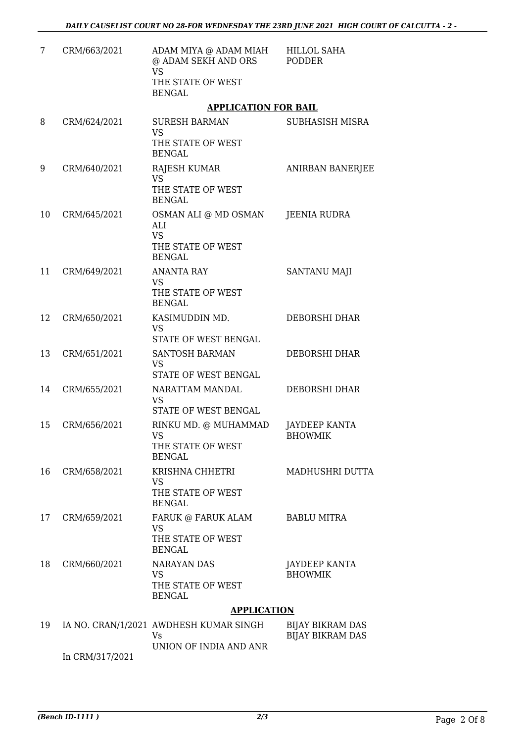| | | | |
|---|---|---|---|
| 7 | CRM/663/2021 | ADAM MIYA @ ADAM MIAH @ ADAM SEKH AND ORS<br>VS<br>THE STATE OF WEST BENGAL | HILLOL SAHA PODDER |

**APPLICATION FOR BAIL**

| | | | |
|---|---|---|---|
| 8 | CRM/624/2021 | SURESH BARMAN<br>VS<br>THE STATE OF WEST BENGAL | SUBHASISH MISRA |
| 9 | CRM/640/2021 | RAJESH KUMAR<br>VS<br>THE STATE OF WEST BENGAL | ANIRBAN BANERJEE |
| 10 | CRM/645/2021 | OSMAN ALI @ MD OSMAN ALI<br>VS<br>THE STATE OF WEST BENGAL | JEENIA RUDRA |
| 11 | CRM/649/2021 | ANANTA RAY<br>VS<br>THE STATE OF WEST BENGAL | SANTANU MAJI |
| 12 | CRM/650/2021 | KASIMUDDIN MD.<br>VS<br>STATE OF WEST BENGAL | DEBORSHI DHAR |
| 13 | CRM/651/2021 | SANTOSH BARMAN<br>VS<br>STATE OF WEST BENGAL | DEBORSHI DHAR |
| 14 | CRM/655/2021 | NARATTAM MANDAL<br>VS<br>STATE OF WEST BENGAL | DEBORSHI DHAR |
| 15 | CRM/656/2021 | RINKU MD. @ MUHAMMAD<br>VS<br>THE STATE OF WEST BENGAL | JAYDEEP KANTA BHOWMIK |
| 16 | CRM/658/2021 | KRISHNA CHHETRI<br>VS<br>THE STATE OF WEST BENGAL | MADHUSHRI DUTTA |
| 17 | CRM/659/2021 | FARUK @ FARUK ALAM<br>VS<br>THE STATE OF WEST BENGAL | BABLU MITRA |
| 18 | CRM/660/2021 | NARAYAN DAS<br>VS<br>THE STATE OF WEST BENGAL | JAYDEEP KANTA BHOWMIK |

**APPLICATION**

| | | | |
|---|---|---|---|
| 19 | IA NO. CRAN/1/2021<br>In CRM/317/2021 | AWDHESH KUMAR SINGH<br>Vs<br>UNION OF INDIA AND ANR | BIJAY BIKRAM DAS<br>BIJAY BIKRAM DAS |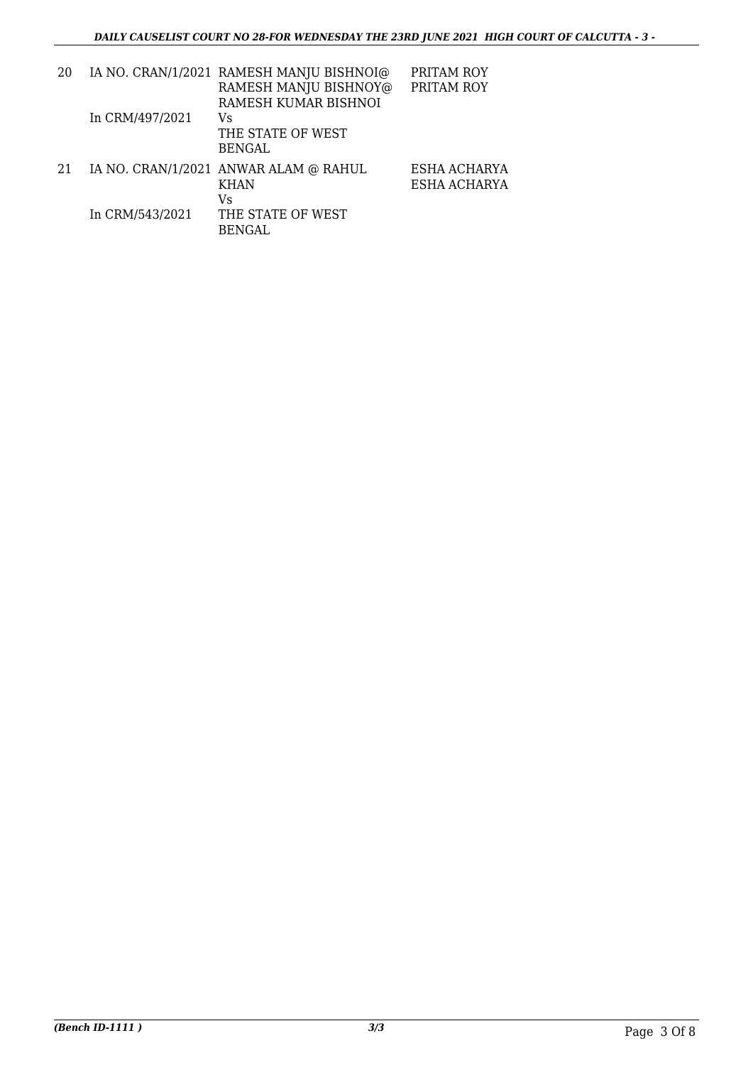| | | | |
|---|---|---|---|
| 20 | IA NO. CRAN/1/2021<br>In CRM/497/2021 | RAMESH MANJU BISHNOI@ RAMESH MANJU BISHNOY@ RAMESH KUMAR BISHNOI<br>Vs<br>THE STATE OF WEST BENGAL | PRITAM ROY<br>PRITAM ROY |
| 21 | IA NO. CRAN/1/2021<br>In CRM/543/2021 | ANWAR ALAM @ RAHUL KHAN<br>Vs<br>THE STATE OF WEST BENGAL | ESHA ACHARYA<br>ESHA ACHARYA |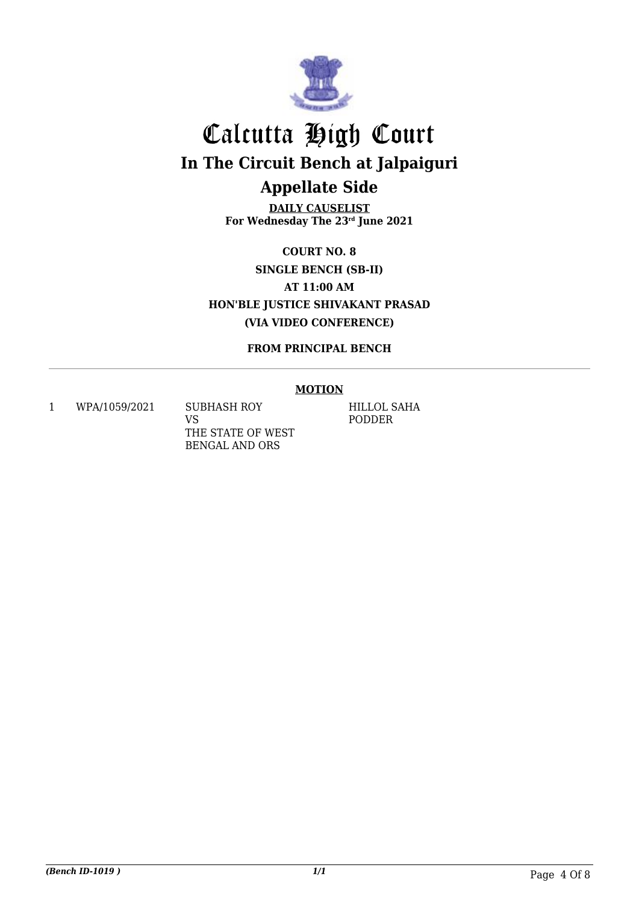# Calcutta High Court

## In The Circuit Bench at Jalpaiguri

## Appellate Side

**DAILY CAUSELIST**
**For Wednesday The 23rd June 2021**

**COURT NO. 8**
**SINGLE BENCH (SB-II)**
**AT 11:00 AM**
**HON'BLE JUSTICE SHIVAKANT PRASAD**
**(VIA VIDEO CONFERENCE)**

**FROM PRINCIPAL BENCH**

**MOTION**

| | | | |
|---|---|---|---|
| 1 | WPA/1059/2021 | SUBHASH ROY VS THE STATE OF WEST BENGAL AND ORS | HILLOL SAHA PODDER |

*(Bench ID-1019 )*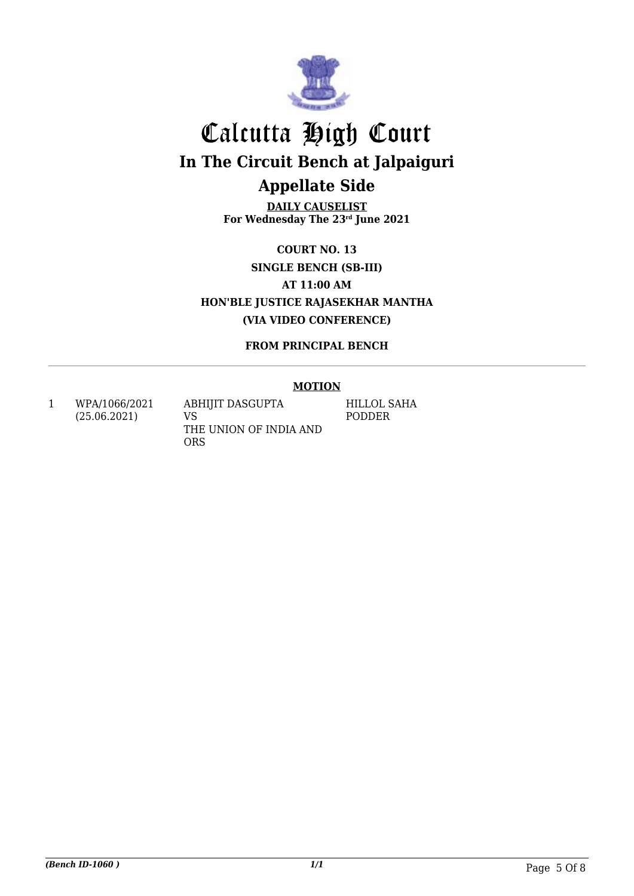# Calcutta High Court

## In The Circuit Bench at Jalpaiguri

## Appellate Side

**DAILY CAUSELIST**
**For Wednesday The 23rd June 2021**

**COURT NO. 13**
**SINGLE BENCH (SB-III)**
**AT 11:00 AM**
**HON'BLE JUSTICE RAJASEKHAR MANTHA**
**(VIA VIDEO CONFERENCE)**

**FROM PRINCIPAL BENCH**

**MOTION**

| | | | |
|---|---|---|---|
| 1 | WPA/1066/2021 (25.06.2021) | ABHIJIT DASGUPTA VS THE UNION OF INDIA AND ORS | HILLOL SAHA PODDER |

*(Bench ID-1060 )*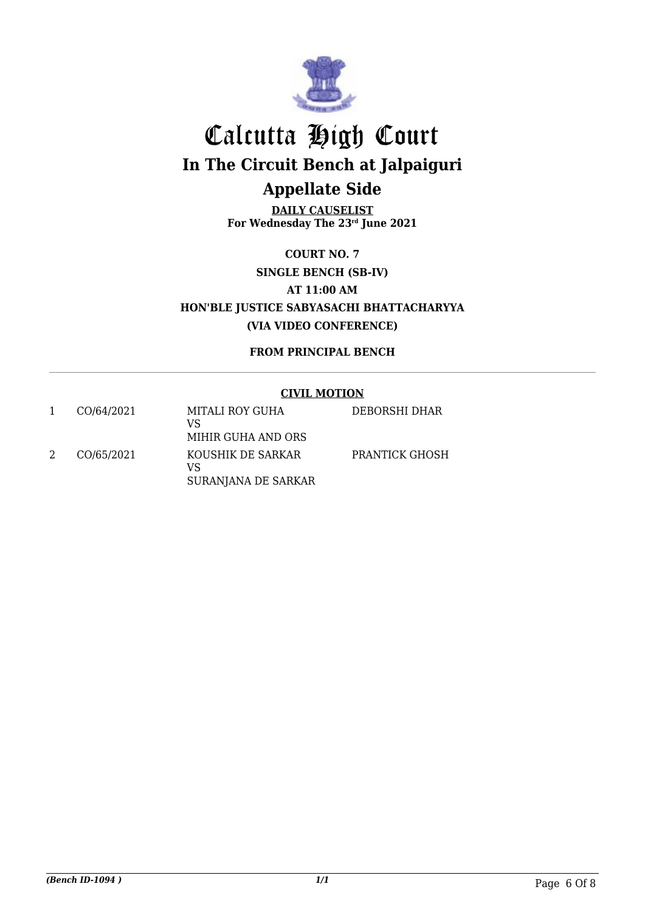# Calcutta High Court

## In The Circuit Bench at Jalpaiguri

## Appellate Side

**DAILY CAUSELIST**
**For Wednesday The 23rd June 2021**

**COURT NO. 7**

**SINGLE BENCH (SB-IV)**

**AT 11:00 AM**

**HON'BLE JUSTICE SABYASACHI BHATTACHARYYA**

**(VIA VIDEO CONFERENCE)**

**FROM PRINCIPAL BENCH**

**CIVIL MOTION**

| | | | |
|---|---|---|---|
| 1 | CO/64/2021 | MITALI ROY GUHA<br>VS<br>MIHIR GUHA AND ORS | DEBORSHI DHAR |
| 2 | CO/65/2021 | KOUSHIK DE SARKAR<br>VS<br>SURANJANA DE SARKAR | PRANTICK GHOSH |

*(Bench ID-1094 )*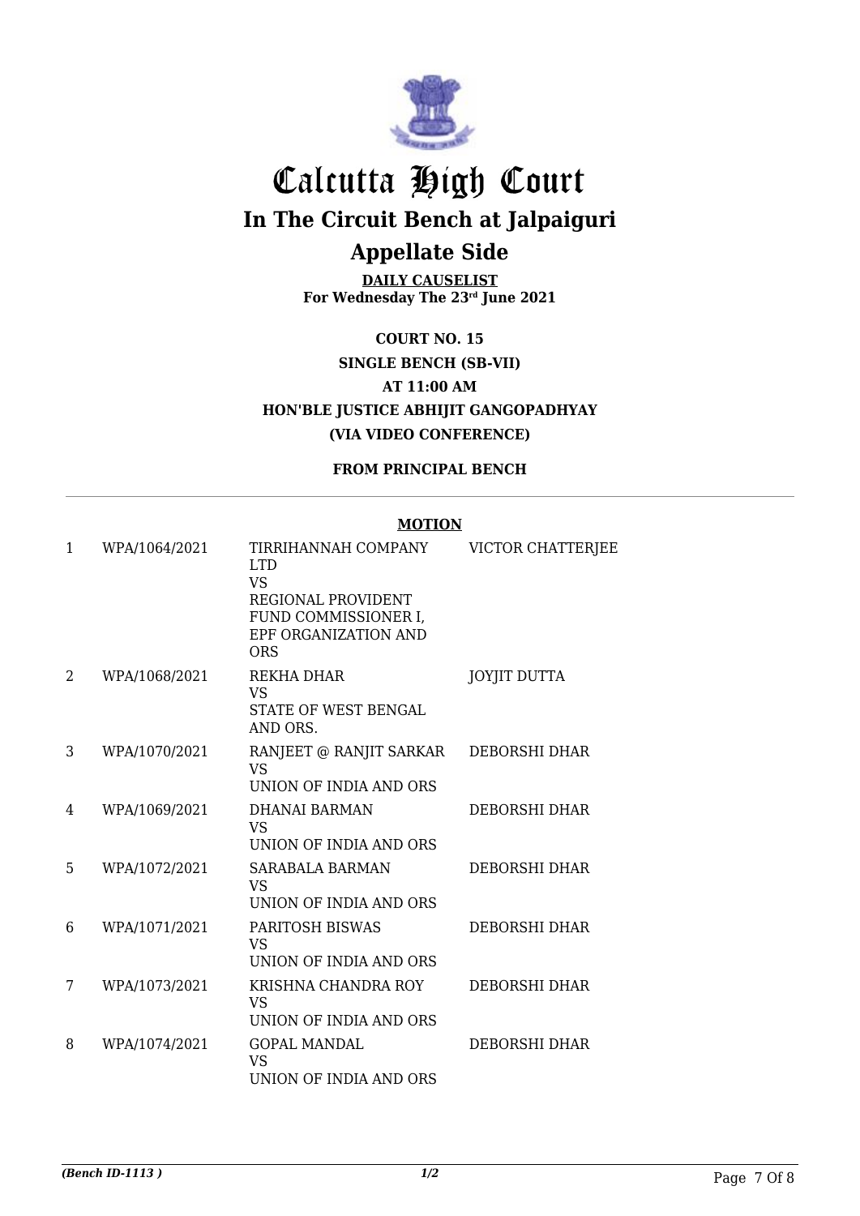# Calcutta High Court

## In The Circuit Bench at Jalpaiguri

## Appellate Side

**DAILY CAUSELIST**
**For Wednesday The 23rd June 2021**

**COURT NO. 15**

**SINGLE BENCH (SB-VII)**

**AT 11:00 AM**

**HON'BLE JUSTICE ABHIJIT GANGOPADHYAY**

**(VIA VIDEO CONFERENCE)**

**FROM PRINCIPAL BENCH**

**MOTION**

| | | | |
|---|---|---|---|
| 1 | WPA/1064/2021 | TIRRIHANNAH COMPANY LTD<br>VS<br>REGIONAL PROVIDENT FUND COMMISSIONER I, EPF ORGANIZATION AND ORS | VICTOR CHATTERJEE |
| 2 | WPA/1068/2021 | REKHA DHAR<br>VS<br>STATE OF WEST BENGAL AND ORS. | JOYJIT DUTTA |
| 3 | WPA/1070/2021 | RANJEET @ RANJIT SARKAR<br>VS<br>UNION OF INDIA AND ORS | DEBORSHI DHAR |
| 4 | WPA/1069/2021 | DHANAI BARMAN<br>VS<br>UNION OF INDIA AND ORS | DEBORSHI DHAR |
| 5 | WPA/1072/2021 | SARABALA BARMAN<br>VS<br>UNION OF INDIA AND ORS | DEBORSHI DHAR |
| 6 | WPA/1071/2021 | PARITOSH BISWAS<br>VS<br>UNION OF INDIA AND ORS | DEBORSHI DHAR |
| 7 | WPA/1073/2021 | KRISHNA CHANDRA ROY<br>VS<br>UNION OF INDIA AND ORS | DEBORSHI DHAR |
| 8 | WPA/1074/2021 | GOPAL MANDAL<br>VS<br>UNION OF INDIA AND ORS | DEBORSHI DHAR |

*(Bench ID-1113 )* 1/2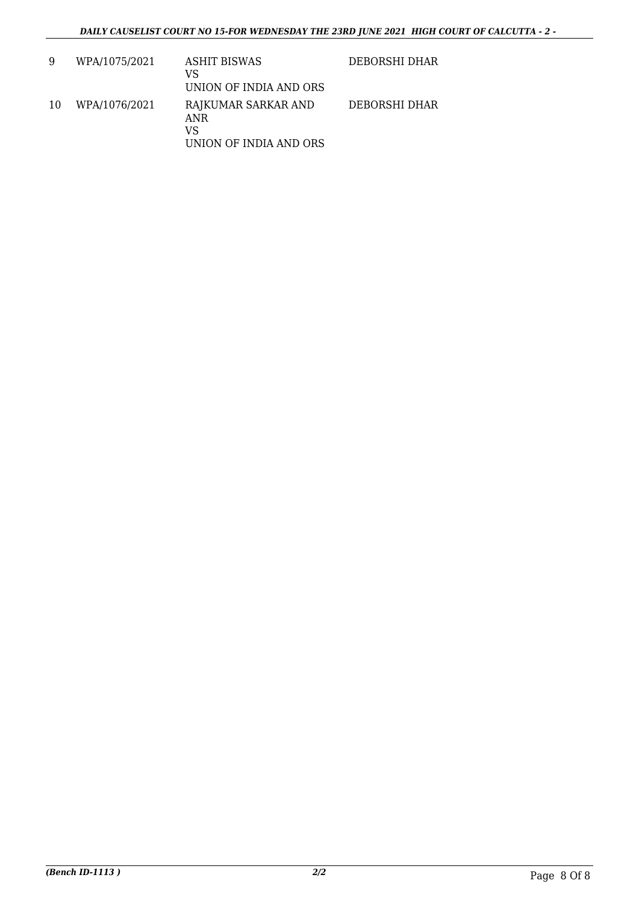| | | | |
|---|---|---|---|
| 9 | WPA/1075/2021 | ASHIT BISWAS<br>VS<br>UNION OF INDIA AND ORS | DEBORSHI DHAR |
| 10 | WPA/1076/2021 | RAJKUMAR SARKAR AND ANR<br>VS<br>UNION OF INDIA AND ORS | DEBORSHI DHAR |

*(Bench ID-1113 )*